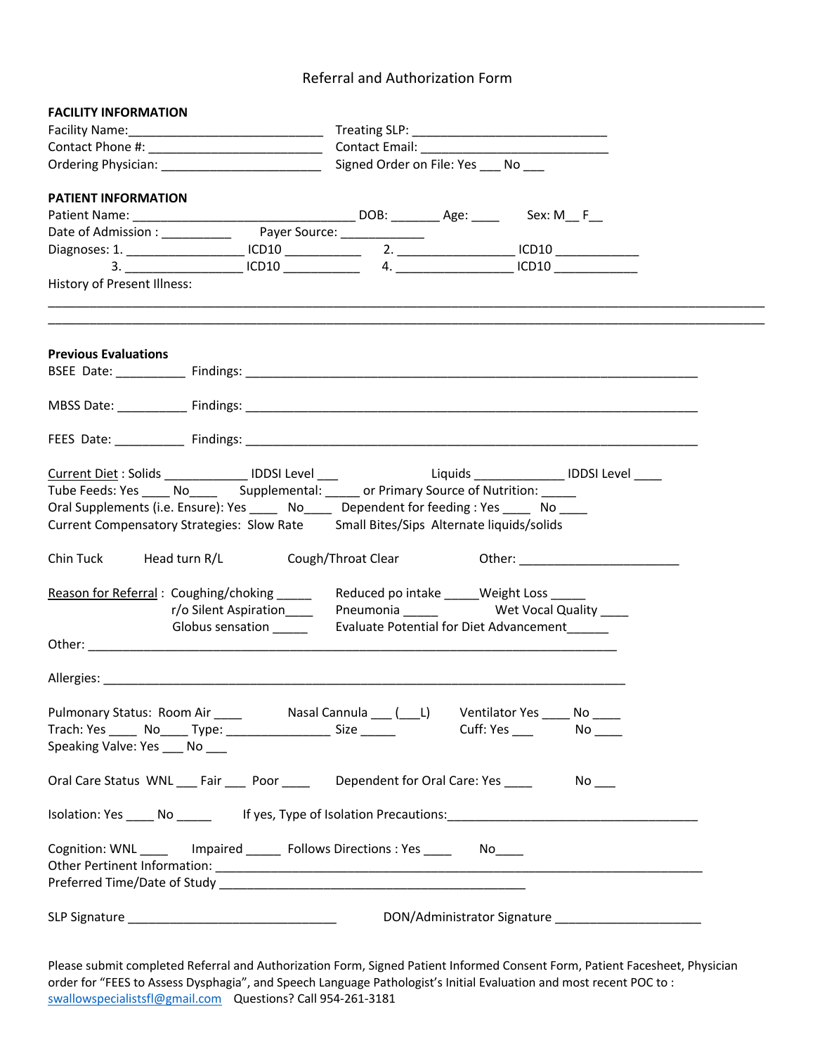# Referral and Authorization Form

**FACILITY INFORMATION**

Facility Name:____________________________ Treating SLP: ____________________________

Contact Phone #: _________________________ Contact Email: ____________________________

Ordering Physician: _______________________ Signed Order on File: Yes ___ No ___

**PATIENT INFORMATION**

Patient Name: ________________________________ DOB: _______ Age: ____ Sex: M__ F__

Date of Admission : __________ Payer Source: ____________

Diagnoses: 1. ________________ ICD10 ___________ 2. ________________ ICD10 ____________

3. ________________ ICD10 ___________ 4. ________________ ICD10 ____________

History of Present Illness:

______________________________________________________________________________________________

______________________________________________________________________________________________

**Previous Evaluations**

BSEE Date: __________ Findings: _________________________________________________________________

MBSS Date: __________ Findings: _________________________________________________________________

FEES Date: __________ Findings: _________________________________________________________________

Current Diet : Solids ____________ IDDSI Level ___ Liquids _____________ IDDSI Level ____

Tube Feeds: Yes ____ No____ Supplemental: _____ or Primary Source of Nutrition: _____

Oral Supplements (i.e. Ensure): Yes ____ No____ Dependent for feeding : Yes ____ No ____

Current Compensatory Strategies: Slow Rate Small Bites/Sips Alternate liquids/solids

Chin Tuck Head turn R/L Cough/Throat Clear Other: _______________________

Reason for Referral : Coughing/choking _____ Reduced po intake _____Weight Loss _____

r/o Silent Aspiration____ Pneumonia _____ Wet Vocal Quality ____

Globus sensation _____ Evaluate Potential for Diet Advancement______

Other: ____________________________________________________________________________

Allergies: ____________________________________________________________________________

Pulmonary Status: Room Air ____ Nasal Cannula ___ (___L) Ventilator Yes ____ No ____

Trach: Yes ____ No____ Type: _______________ Size _____ Cuff: Yes ___ No ____

Speaking Valve: Yes ___ No ___

Oral Care Status WNL ___ Fair ___ Poor ____ Dependent for Oral Care: Yes ____ No ___

Isolation: Yes ____ No _____ If yes, Type of Isolation Precautions:___________________________________

Cognition: WNL ____ Impaired _____ Follows Directions : Yes ____ No____

Other Pertinent Information: _________________________________________________________________

Preferred Time/Date of Study ____________________________________________

SLP Signature ______________________________ DON/Administrator Signature _____________________

Please submit completed Referral and Authorization Form, Signed Patient Informed Consent Form, Patient Facesheet, Physician order for "FEES to Assess Dysphagia", and Speech Language Pathologist's Initial Evaluation and most recent POC to : swallowspecialistsfl@gmail.com Questions? Call 954-261-3181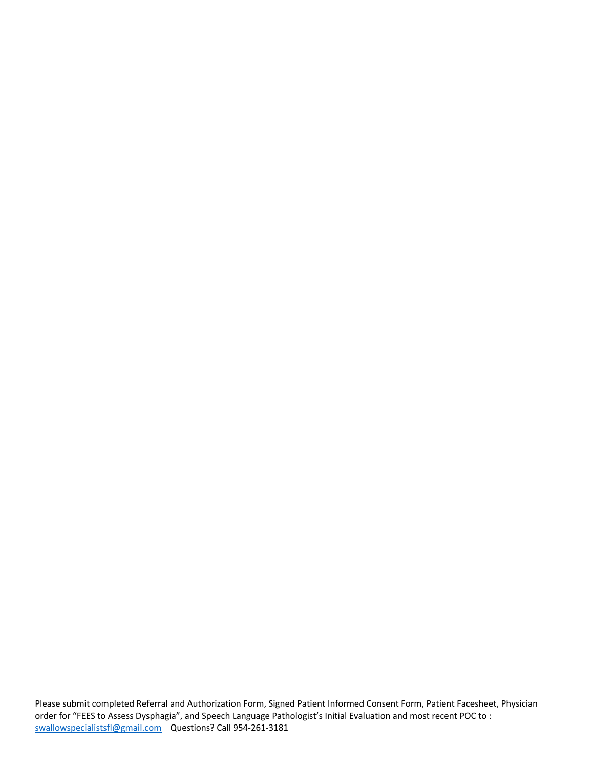Please submit completed Referral and Authorization Form, Signed Patient Informed Consent Form, Patient Facesheet, Physician order for "FEES to Assess Dysphagia", and Speech Language Pathologist's Initial Evaluation and most recent POC to : swallowspecialistsfl@gmail.com Questions? Call 954-261-3181